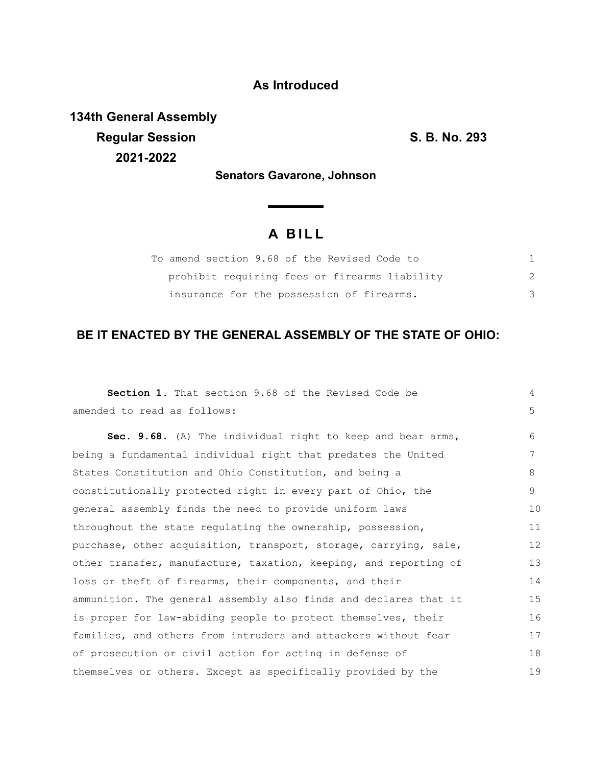**As Introduced**

**134th General Assembly**
**Regular Session**
**2021-2022**

**S. B. No. 293**

**Senators Gavarone, Johnson**

# A BILL

To amend section 9.68 of the Revised Code to prohibit requiring fees or firearms liability insurance for the possession of firearms.

## BE IT ENACTED BY THE GENERAL ASSEMBLY OF THE STATE OF OHIO:

**Section 1.** That section 9.68 of the Revised Code be amended to read as follows:

**Sec. 9.68.** (A) The individual right to keep and bear arms, being a fundamental individual right that predates the United States Constitution and Ohio Constitution, and being a constitutionally protected right in every part of Ohio, the general assembly finds the need to provide uniform laws throughout the state regulating the ownership, possession, purchase, other acquisition, transport, storage, carrying, sale, other transfer, manufacture, taxation, keeping, and reporting of loss or theft of firearms, their components, and their ammunition. The general assembly also finds and declares that it is proper for law-abiding people to protect themselves, their families, and others from intruders and attackers without fear of prosecution or civil action for acting in defense of themselves or others. Except as specifically provided by the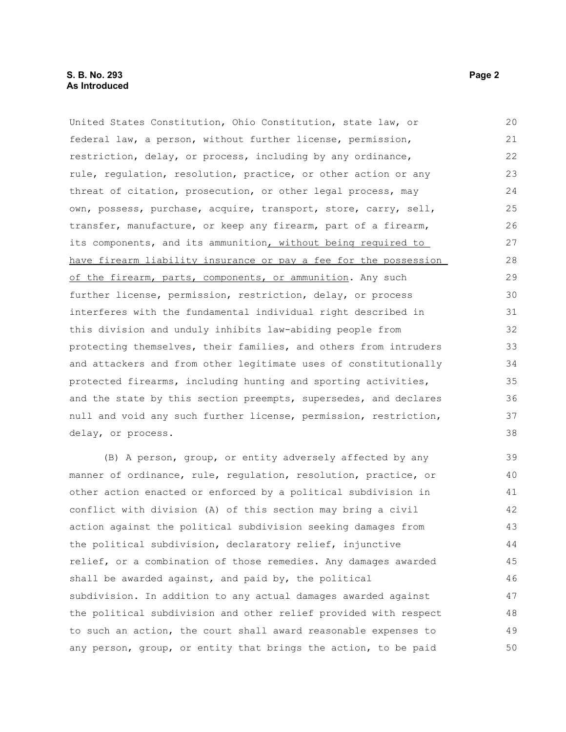United States Constitution, Ohio Constitution, state law, or federal law, a person, without further license, permission, restriction, delay, or process, including by any ordinance, rule, regulation, resolution, practice, or other action or any threat of citation, prosecution, or other legal process, may own, possess, purchase, acquire, transport, store, carry, sell, transfer, manufacture, or keep any firearm, part of a firearm, its components, and its ammunition<u>, without being required to have firearm liability insurance or pay a fee for the possession of the firearm, parts, components, or ammunition</u>. Any such further license, permission, restriction, delay, or process interferes with the fundamental individual right described in this division and unduly inhibits law-abiding people from protecting themselves, their families, and others from intruders and attackers and from other legitimate uses of constitutionally protected firearms, including hunting and sporting activities, and the state by this section preempts, supersedes, and declares null and void any such further license, permission, restriction, delay, or process.

(B) A person, group, or entity adversely affected by any manner of ordinance, rule, regulation, resolution, practice, or other action enacted or enforced by a political subdivision in conflict with division (A) of this section may bring a civil action against the political subdivision seeking damages from the political subdivision, declaratory relief, injunctive relief, or a combination of those remedies. Any damages awarded shall be awarded against, and paid by, the political subdivision. In addition to any actual damages awarded against the political subdivision and other relief provided with respect to such an action, the court shall award reasonable expenses to any person, group, or entity that brings the action, to be paid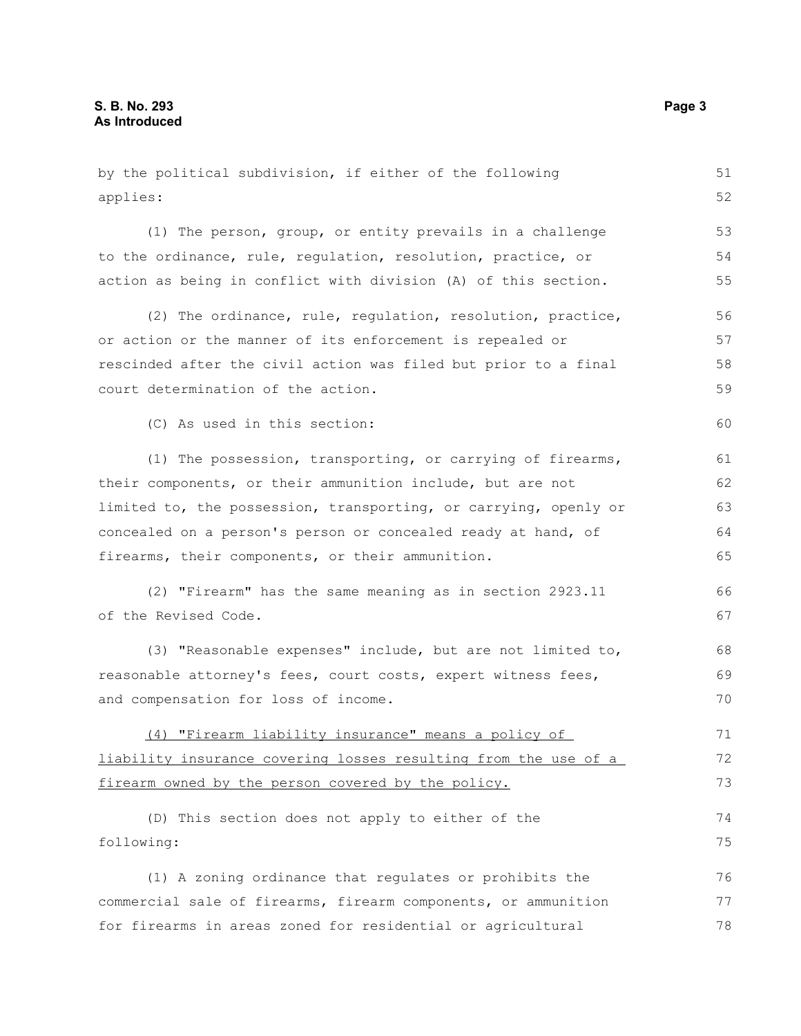by the political subdivision, if either of the following applies:

(1) The person, group, or entity prevails in a challenge to the ordinance, rule, regulation, resolution, practice, or action as being in conflict with division (A) of this section.

(2) The ordinance, rule, regulation, resolution, practice, or action or the manner of its enforcement is repealed or rescinded after the civil action was filed but prior to a final court determination of the action.

(C) As used in this section:

(1) The possession, transporting, or carrying of firearms, their components, or their ammunition include, but are not limited to, the possession, transporting, or carrying, openly or concealed on a person's person or concealed ready at hand, of firearms, their components, or their ammunition.

(2) "Firearm" has the same meaning as in section 2923.11 of the Revised Code.

(3) "Reasonable expenses" include, but are not limited to, reasonable attorney's fees, court costs, expert witness fees, and compensation for loss of income.

<u>(4) "Firearm liability insurance" means a policy of liability insurance covering losses resulting from the use of a firearm owned by the person covered by the policy.</u>

(D) This section does not apply to either of the following:

(1) A zoning ordinance that regulates or prohibits the commercial sale of firearms, firearm components, or ammunition for firearms in areas zoned for residential or agricultural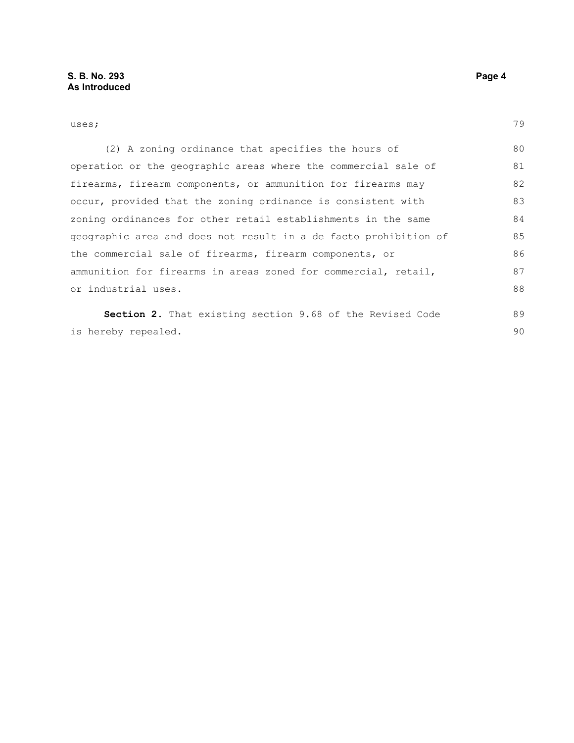uses;

(2) A zoning ordinance that specifies the hours of operation or the geographic areas where the commercial sale of firearms, firearm components, or ammunition for firearms may occur, provided that the zoning ordinance is consistent with zoning ordinances for other retail establishments in the same geographic area and does not result in a de facto prohibition of the commercial sale of firearms, firearm components, or ammunition for firearms in areas zoned for commercial, retail, or industrial uses.

**Section 2.** That existing section 9.68 of the Revised Code is hereby repealed.